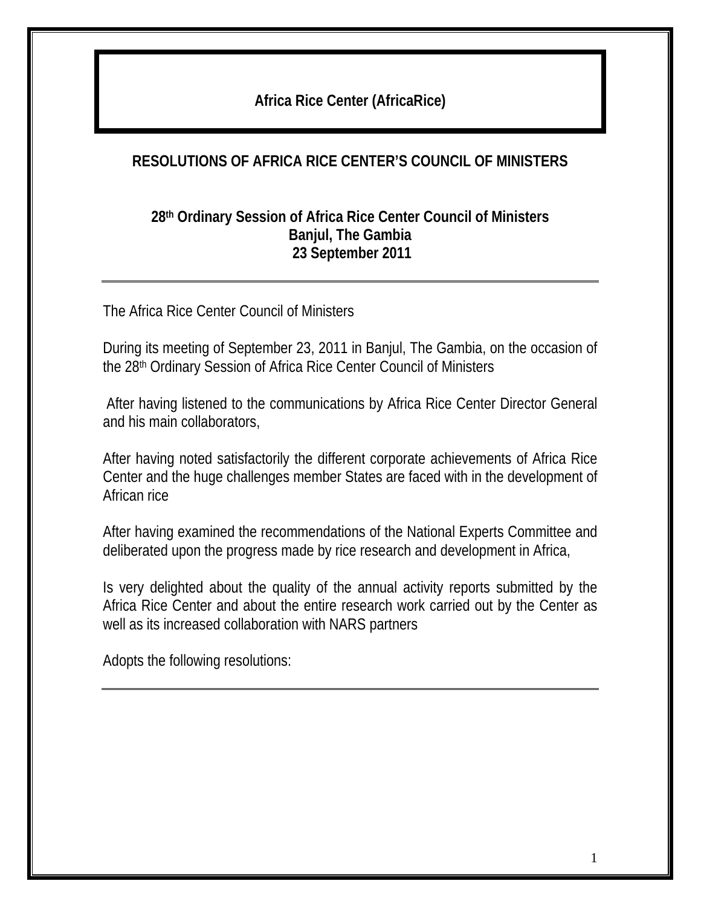**Africa Rice Center (AfricaRice)**

## RESOLUTIONS OF AFRICA RICE CENTER'S COUNCIL OF MINISTERS

**28th Ordinary Session of Africa Rice Center Council of Ministers**
**Banjul, The Gambia**
**23 September 2011**

---

The Africa Rice Center Council of Ministers

During its meeting of September 23, 2011 in Banjul, The Gambia, on the occasion of the 28th Ordinary Session of Africa Rice Center Council of Ministers

After having listened to the communications by Africa Rice Center Director General and his main collaborators,

After having noted satisfactorily the different corporate achievements of Africa Rice Center and the huge challenges member States are faced with in the development of African rice

After having examined the recommendations of the National Experts Committee and deliberated upon the progress made by rice research and development in Africa,

Is very delighted about the quality of the annual activity reports submitted by the Africa Rice Center and about the entire research work carried out by the Center as well as its increased collaboration with NARS partners

Adopts the following resolutions:

---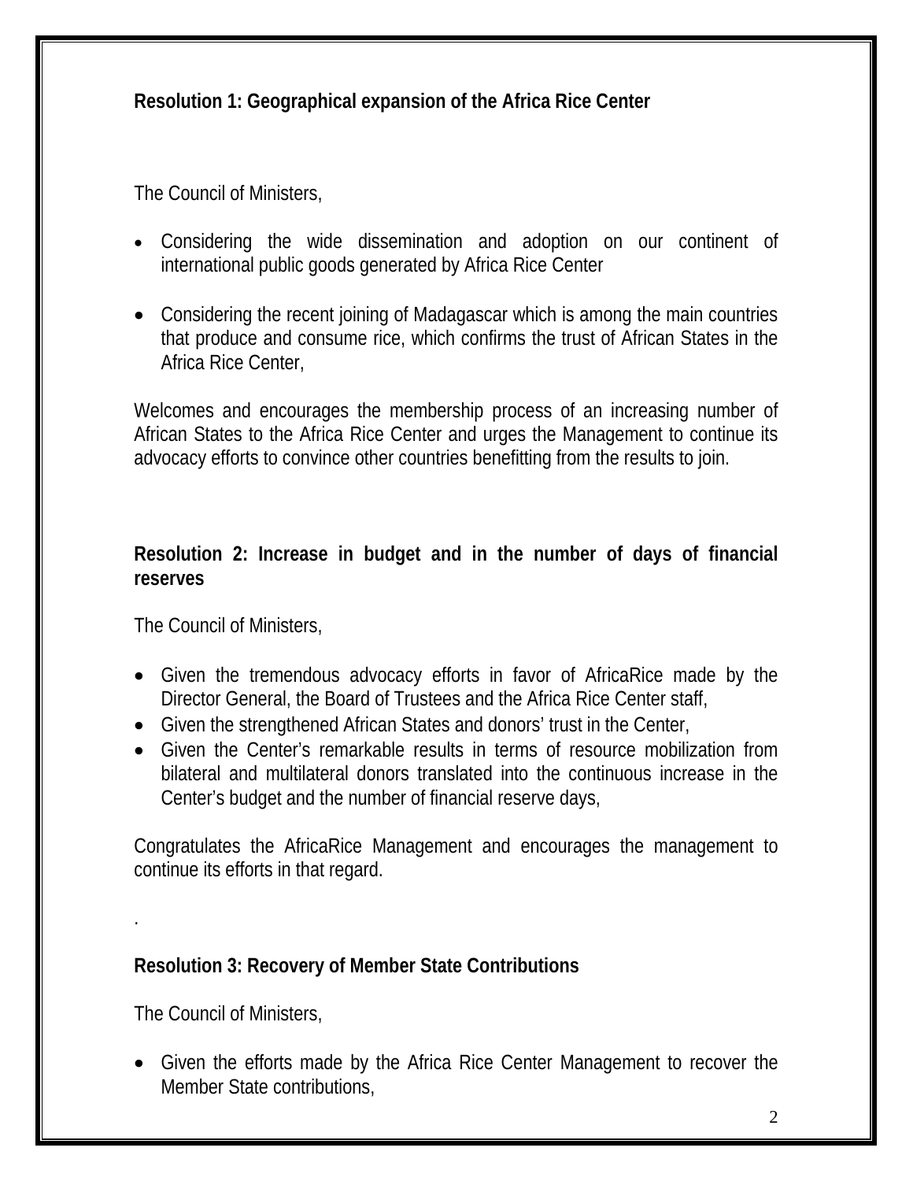**Resolution 1: Geographical expansion of the Africa Rice Center**

The Council of Ministers,

- Considering the wide dissemination and adoption on our continent of international public goods generated by Africa Rice Center
- Considering the recent joining of Madagascar which is among the main countries that produce and consume rice, which confirms the trust of African States in the Africa Rice Center,

Welcomes and encourages the membership process of an increasing number of African States to the Africa Rice Center and urges the Management to continue its advocacy efforts to convince other countries benefitting from the results to join.

**Resolution 2: Increase in budget and in the number of days of financial reserves**

The Council of Ministers,

- Given the tremendous advocacy efforts in favor of AfricaRice made by the Director General, the Board of Trustees and the Africa Rice Center staff,
- Given the strengthened African States and donors' trust in the Center,
- Given the Center's remarkable results in terms of resource mobilization from bilateral and multilateral donors translated into the continuous increase in the Center's budget and the number of financial reserve days,

Congratulates the AfricaRice Management and encourages the management to continue its efforts in that regard.

.

**Resolution 3: Recovery of Member State Contributions**

The Council of Ministers,

- Given the efforts made by the Africa Rice Center Management to recover the Member State contributions,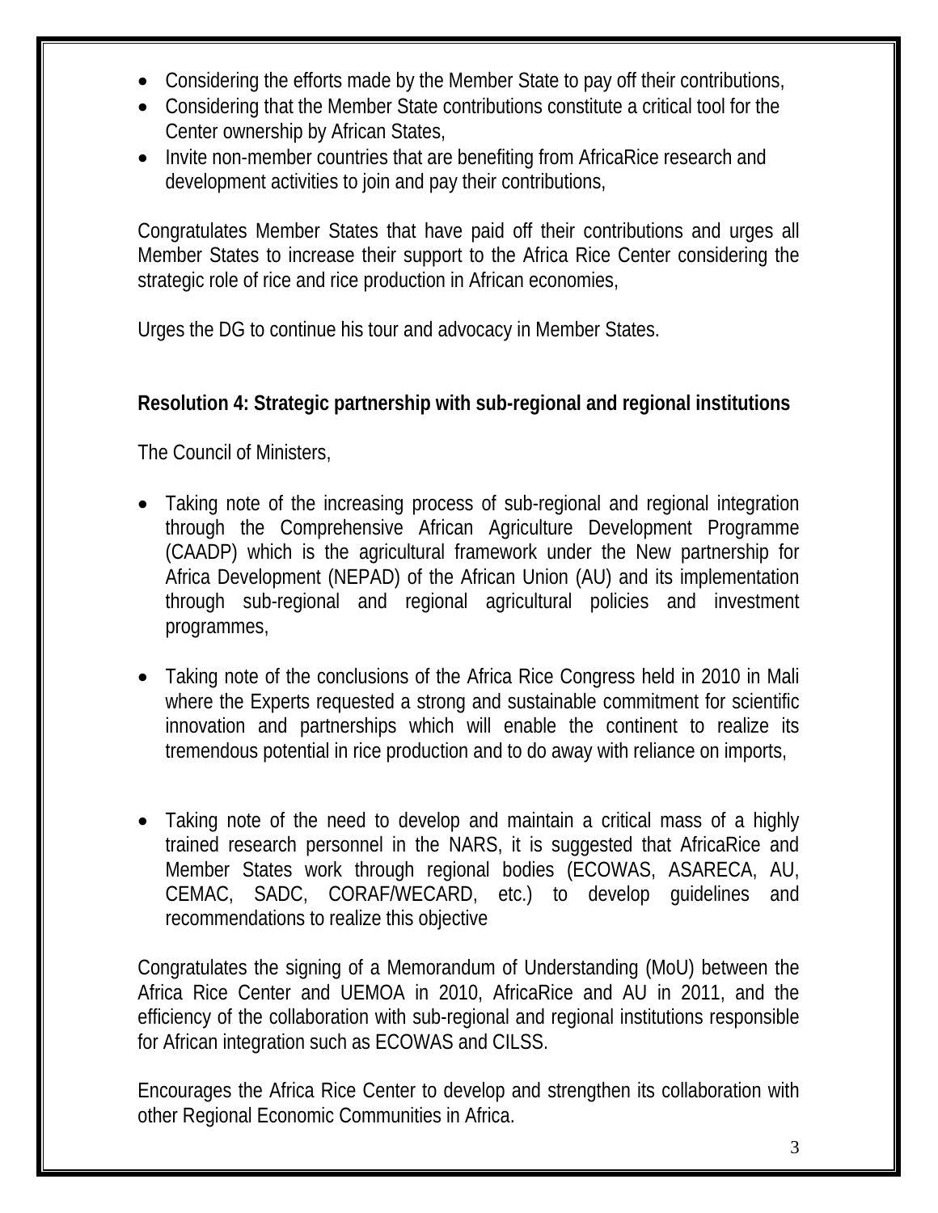- Considering the efforts made by the Member State to pay off their contributions,
- Considering that the Member State contributions constitute a critical tool for the Center ownership by African States,
- Invite non-member countries that are benefiting from AfricaRice research and development activities to join and pay their contributions,

Congratulates Member States that have paid off their contributions and urges all Member States to increase their support to the Africa Rice Center considering the strategic role of rice and rice production in African economies,

Urges the DG to continue his tour and advocacy in Member States.

**Resolution 4: Strategic partnership with sub-regional and regional institutions**

The Council of Ministers,

- Taking note of the increasing process of sub-regional and regional integration through the Comprehensive African Agriculture Development Programme (CAADP) which is the agricultural framework under the New partnership for Africa Development (NEPAD) of the African Union (AU) and its implementation through sub-regional and regional agricultural policies and investment programmes,
- Taking note of the conclusions of the Africa Rice Congress held in 2010 in Mali where the Experts requested a strong and sustainable commitment for scientific innovation and partnerships which will enable the continent to realize its tremendous potential in rice production and to do away with reliance on imports,
- Taking note of the need to develop and maintain a critical mass of a highly trained research personnel in the NARS, it is suggested that AfricaRice and Member States work through regional bodies (ECOWAS, ASARECA, AU, CEMAC, SADC, CORAF/WECARD, etc.) to develop guidelines and recommendations to realize this objective

Congratulates the signing of a Memorandum of Understanding (MoU) between the Africa Rice Center and UEMOA in 2010, AfricaRice and AU in 2011, and the efficiency of the collaboration with sub-regional and regional institutions responsible for African integration such as ECOWAS and CILSS.

Encourages the Africa Rice Center to develop and strengthen its collaboration with other Regional Economic Communities in Africa.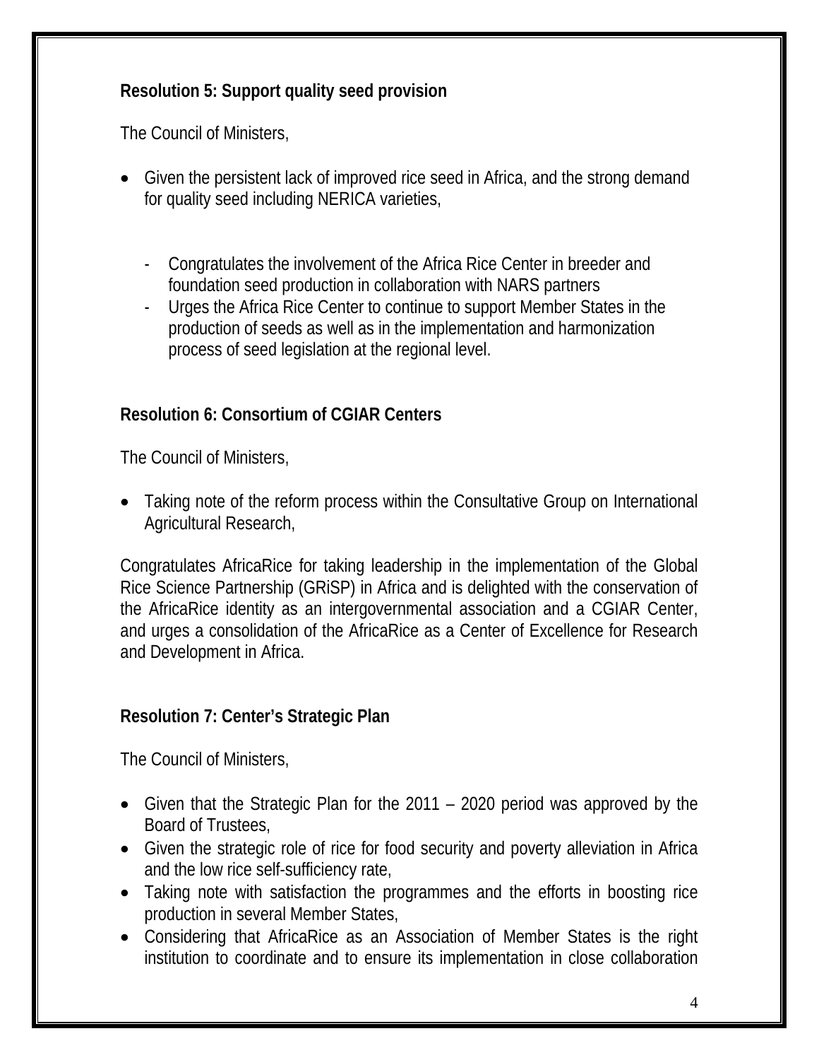### Resolution 5: Support quality seed provision

The Council of Ministers,

- Given the persistent lack of improved rice seed in Africa, and the strong demand for quality seed including NERICA varieties,

  - Congratulates the involvement of the Africa Rice Center in breeder and foundation seed production in collaboration with NARS partners
  - Urges the Africa Rice Center to continue to support Member States in the production of seeds as well as in the implementation and harmonization process of seed legislation at the regional level.

### Resolution 6: Consortium of CGIAR Centers

The Council of Ministers,

- Taking note of the reform process within the Consultative Group on International Agricultural Research,

Congratulates AfricaRice for taking leadership in the implementation of the Global Rice Science Partnership (GRiSP) in Africa and is delighted with the conservation of the AfricaRice identity as an intergovernmental association and a CGIAR Center, and urges a consolidation of the AfricaRice as a Center of Excellence for Research and Development in Africa.

### Resolution 7: Center's Strategic Plan

The Council of Ministers,

- Given that the Strategic Plan for the 2011 – 2020 period was approved by the Board of Trustees,
- Given the strategic role of rice for food security and poverty alleviation in Africa and the low rice self-sufficiency rate,
- Taking note with satisfaction the programmes and the efforts in boosting rice production in several Member States,
- Considering that AfricaRice as an Association of Member States is the right institution to coordinate and to ensure its implementation in close collaboration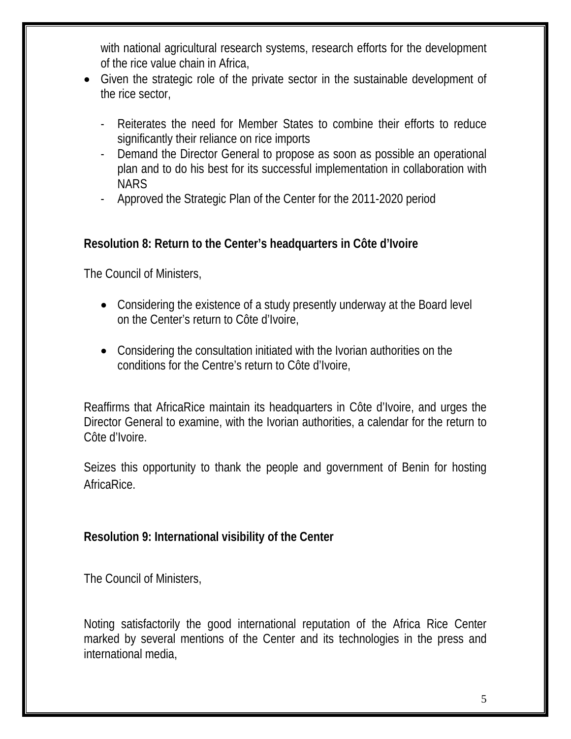with national agricultural research systems, research efforts for the development of the rice value chain in Africa,

- Given the strategic role of the private sector in the sustainable development of the rice sector,

    - Reiterates the need for Member States to combine their efforts to reduce significantly their reliance on rice imports
    - Demand the Director General to propose as soon as possible an operational plan and to do his best for its successful implementation in collaboration with NARS
    - Approved the Strategic Plan of the Center for the 2011-2020 period

**Resolution 8: Return to the Center's headquarters in Côte d'Ivoire**

The Council of Ministers,

- Considering the existence of a study presently underway at the Board level on the Center's return to Côte d'Ivoire,

- Considering the consultation initiated with the Ivorian authorities on the conditions for the Centre's return to Côte d'Ivoire,

Reaffirms that AfricaRice maintain its headquarters in Côte d'Ivoire, and urges the Director General to examine, with the Ivorian authorities, a calendar for the return to Côte d'Ivoire.

Seizes this opportunity to thank the people and government of Benin for hosting AfricaRice.

**Resolution 9: International visibility of the Center**

The Council of Ministers,

Noting satisfactorily the good international reputation of the Africa Rice Center marked by several mentions of the Center and its technologies in the press and international media,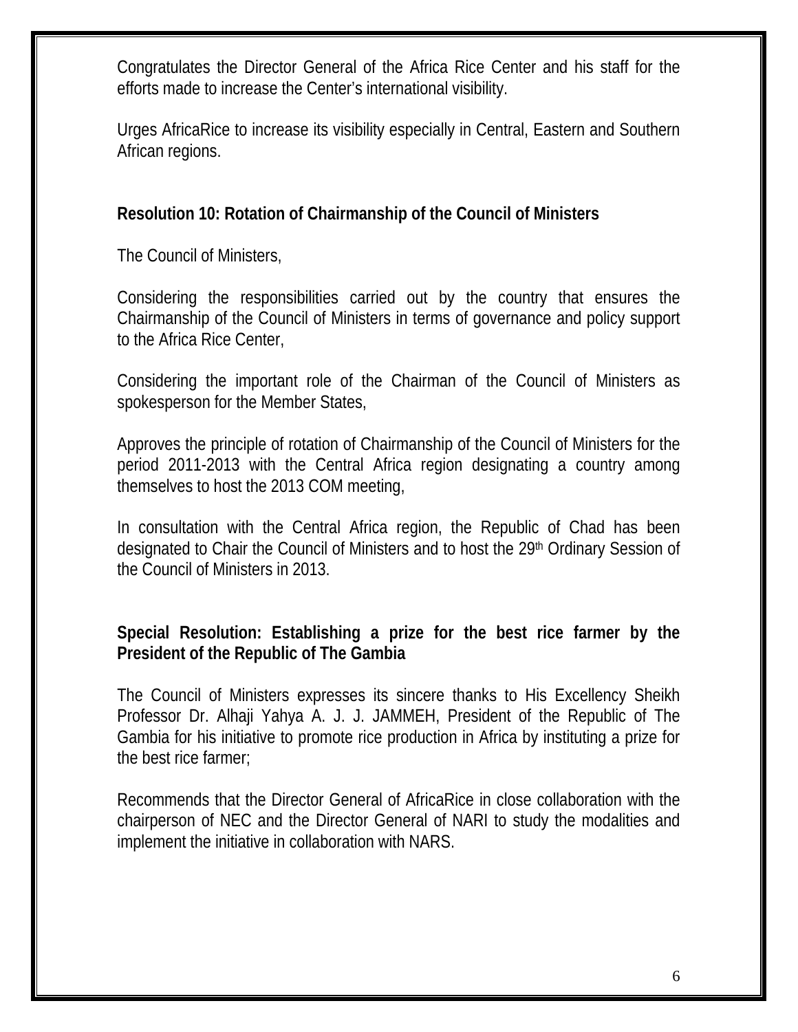Congratulates the Director General of the Africa Rice Center and his staff for the efforts made to increase the Center's international visibility.

Urges AfricaRice to increase its visibility especially in Central, Eastern and Southern African regions.

**Resolution 10: Rotation of Chairmanship of the Council of Ministers**

The Council of Ministers,

Considering the responsibilities carried out by the country that ensures the Chairmanship of the Council of Ministers in terms of governance and policy support to the Africa Rice Center,

Considering the important role of the Chairman of the Council of Ministers as spokesperson for the Member States,

Approves the principle of rotation of Chairmanship of the Council of Ministers for the period 2011-2013 with the Central Africa region designating a country among themselves to host the 2013 COM meeting,

In consultation with the Central Africa region, the Republic of Chad has been designated to Chair the Council of Ministers and to host the 29th Ordinary Session of the Council of Ministers in 2013.

**Special Resolution: Establishing a prize for the best rice farmer by the President of the Republic of The Gambia**

The Council of Ministers expresses its sincere thanks to His Excellency Sheikh Professor Dr. Alhaji Yahya A. J. J. JAMMEH, President of the Republic of The Gambia for his initiative to promote rice production in Africa by instituting a prize for the best rice farmer;

Recommends that the Director General of AfricaRice in close collaboration with the chairperson of NEC and the Director General of NARI to study the modalities and implement the initiative in collaboration with NARS.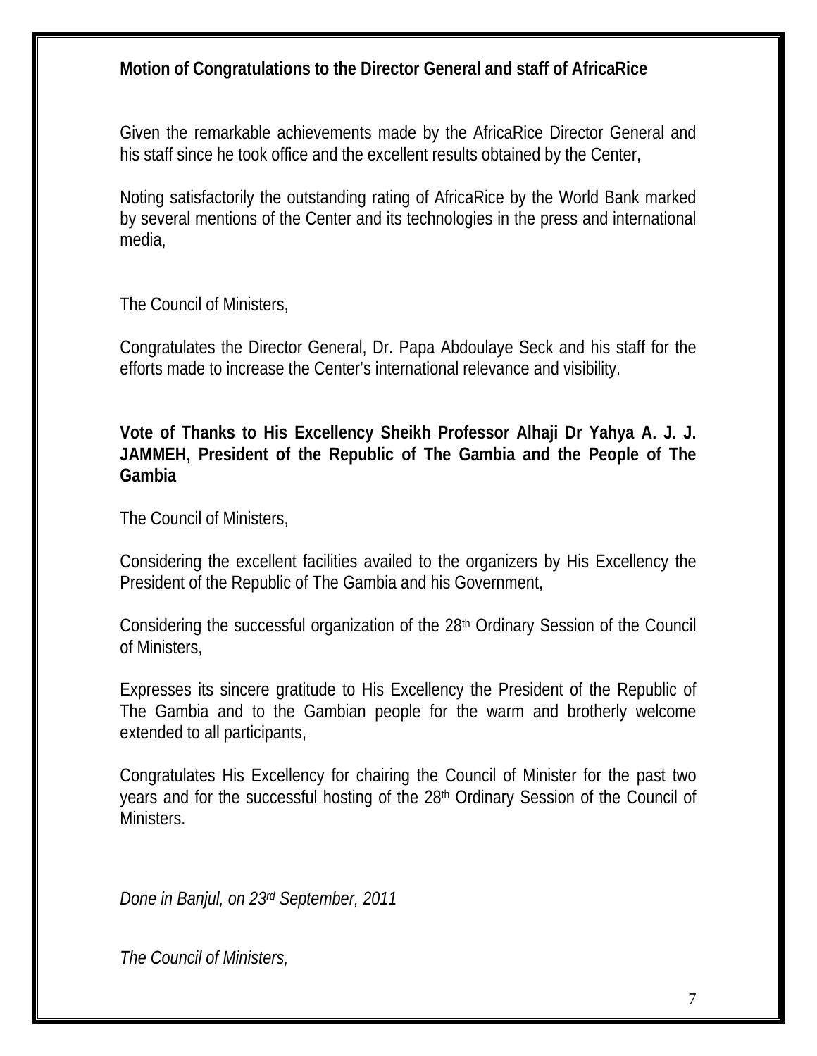**Motion of Congratulations to the Director General and staff of AfricaRice**

Given the remarkable achievements made by the AfricaRice Director General and his staff since he took office and the excellent results obtained by the Center,

Noting satisfactorily the outstanding rating of AfricaRice by the World Bank marked by several mentions of the Center and its technologies in the press and international media,

The Council of Ministers,

Congratulates the Director General, Dr. Papa Abdoulaye Seck and his staff for the efforts made to increase the Center's international relevance and visibility.

**Vote of Thanks to His Excellency Sheikh Professor Alhaji Dr Yahya A. J. J. JAMMEH, President of the Republic of The Gambia and the People of The Gambia**

The Council of Ministers,

Considering the excellent facilities availed to the organizers by His Excellency the President of the Republic of The Gambia and his Government,

Considering the successful organization of the 28th Ordinary Session of the Council of Ministers,

Expresses its sincere gratitude to His Excellency the President of the Republic of The Gambia and to the Gambian people for the warm and brotherly welcome extended to all participants,

Congratulates His Excellency for chairing the Council of Minister for the past two years and for the successful hosting of the 28th Ordinary Session of the Council of Ministers.

*Done in Banjul, on 23rd September, 2011*

*The Council of Ministers,*